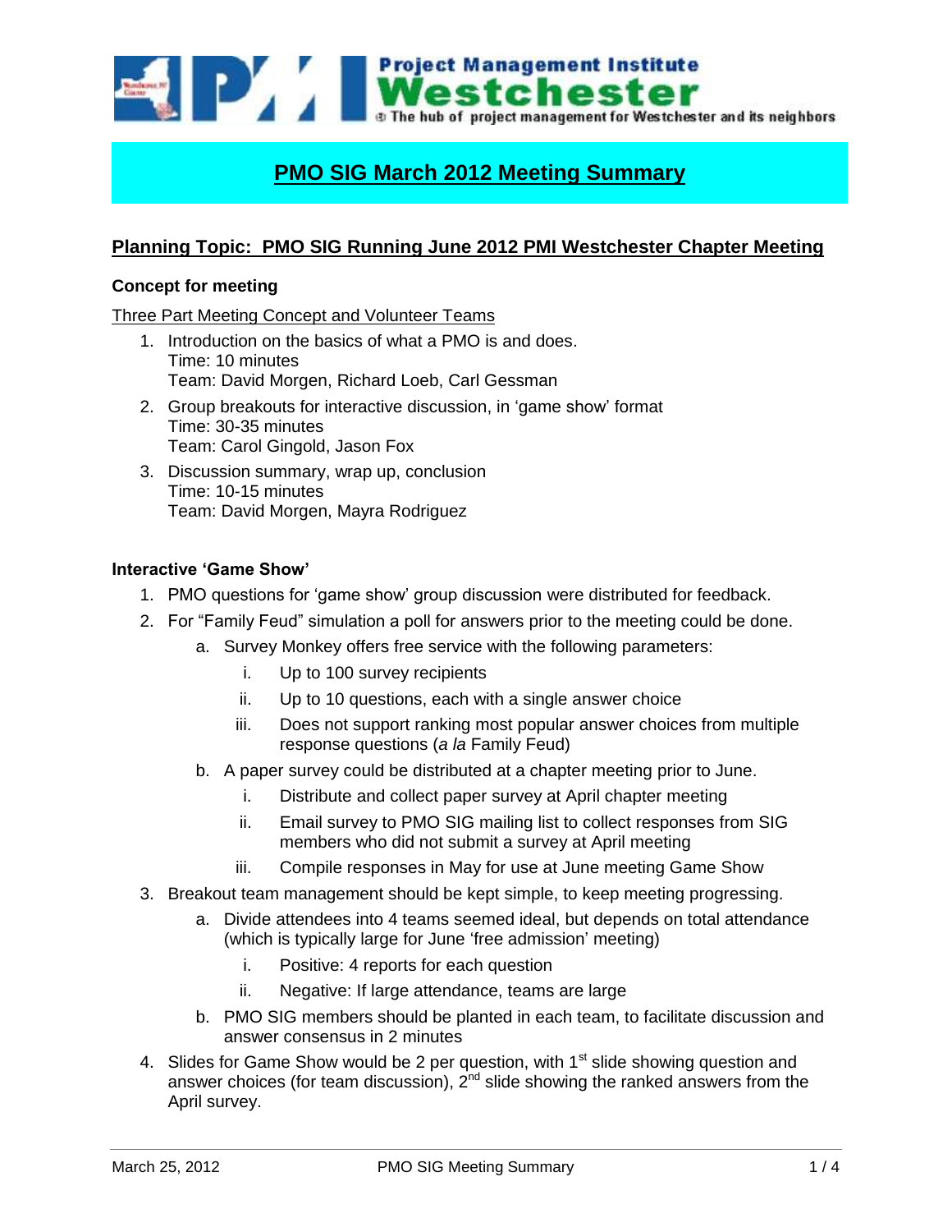# PMO SIG March 2012 Meeting Summary

## Planning Topic: PMO SIG Running June 2012 PMI Westchester Chapter Meeting

### Concept for meeting

Three Part Meeting Concept and Volunteer Teams

1. Introduction on the basics of what a PMO is and does.
   Time: 10 minutes
   Team: David Morgen, Richard Loeb, Carl Gessman
2. Group breakouts for interactive discussion, in 'game show' format
   Time: 30-35 minutes
   Team: Carol Gingold, Jason Fox
3. Discussion summary, wrap up, conclusion
   Time: 10-15 minutes
   Team: David Morgen, Mayra Rodriguez

### Interactive 'Game Show'

1. PMO questions for 'game show' group discussion were distributed for feedback.
2. For "Family Feud" simulation a poll for answers prior to the meeting could be done.
   a. Survey Monkey offers free service with the following parameters:
      i. Up to 100 survey recipients
      ii. Up to 10 questions, each with a single answer choice
      iii. Does not support ranking most popular answer choices from multiple response questions (*a la* Family Feud)
   b. A paper survey could be distributed at a chapter meeting prior to June.
      i. Distribute and collect paper survey at April chapter meeting
      ii. Email survey to PMO SIG mailing list to collect responses from SIG members who did not submit a survey at April meeting
      iii. Compile responses in May for use at June meeting Game Show
3. Breakout team management should be kept simple, to keep meeting progressing.
   a. Divide attendees into 4 teams seemed ideal, but depends on total attendance (which is typically large for June 'free admission' meeting)
      i. Positive: 4 reports for each question
      ii. Negative: If large attendance, teams are large
   b. PMO SIG members should be planted in each team, to facilitate discussion and answer consensus in 2 minutes
4. Slides for Game Show would be 2 per question, with 1st slide showing question and answer choices (for team discussion), 2nd slide showing the ranked answers from the April survey.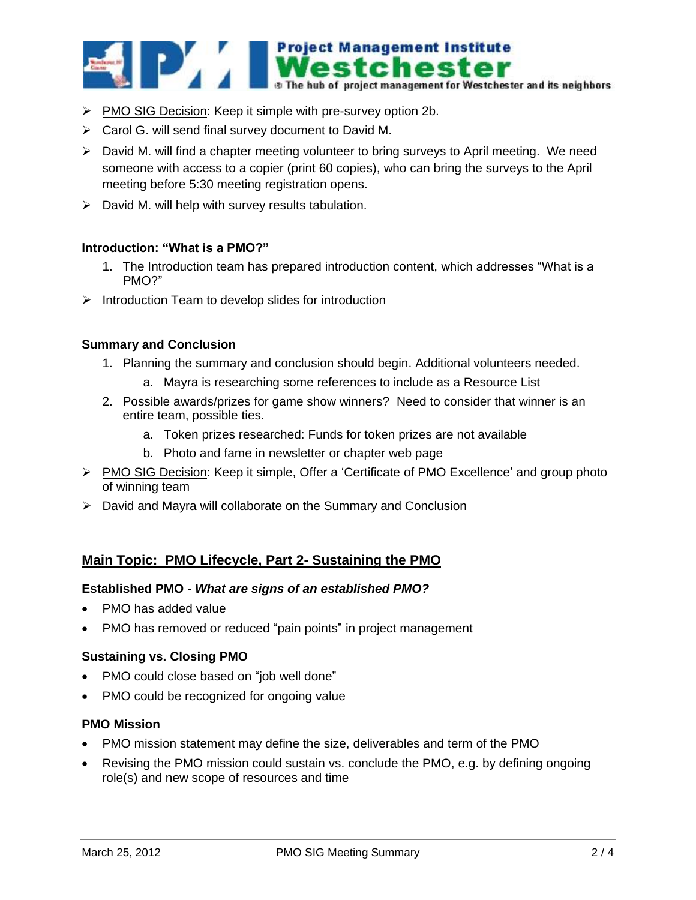- PMO SIG Decision: Keep it simple with pre-survey option 2b.
- Carol G. will send final survey document to David M.
- David M. will find a chapter meeting volunteer to bring surveys to April meeting. We need someone with access to a copier (print 60 copies), who can bring the surveys to the April meeting before 5:30 meeting registration opens.
- David M. will help with survey results tabulation.

**Introduction: "What is a PMO?"**

1. The Introduction team has prepared introduction content, which addresses "What is a PMO?"

- Introduction Team to develop slides for introduction

**Summary and Conclusion**

1. Planning the summary and conclusion should begin. Additional volunteers needed.
    a. Mayra is researching some references to include as a Resource List
2. Possible awards/prizes for game show winners? Need to consider that winner is an entire team, possible ties.
    a. Token prizes researched: Funds for token prizes are not available
    b. Photo and fame in newsletter or chapter web page

- PMO SIG Decision: Keep it simple, Offer a 'Certificate of PMO Excellence' and group photo of winning team
- David and Mayra will collaborate on the Summary and Conclusion

## Main Topic: PMO Lifecycle, Part 2- Sustaining the PMO

**Established PMO - *What are signs of an established PMO?***

- PMO has added value
- PMO has removed or reduced "pain points" in project management

**Sustaining vs. Closing PMO**

- PMO could close based on "job well done"
- PMO could be recognized for ongoing value

**PMO Mission**

- PMO mission statement may define the size, deliverables and term of the PMO
- Revising the PMO mission could sustain vs. conclude the PMO, e.g. by defining ongoing role(s) and new scope of resources and time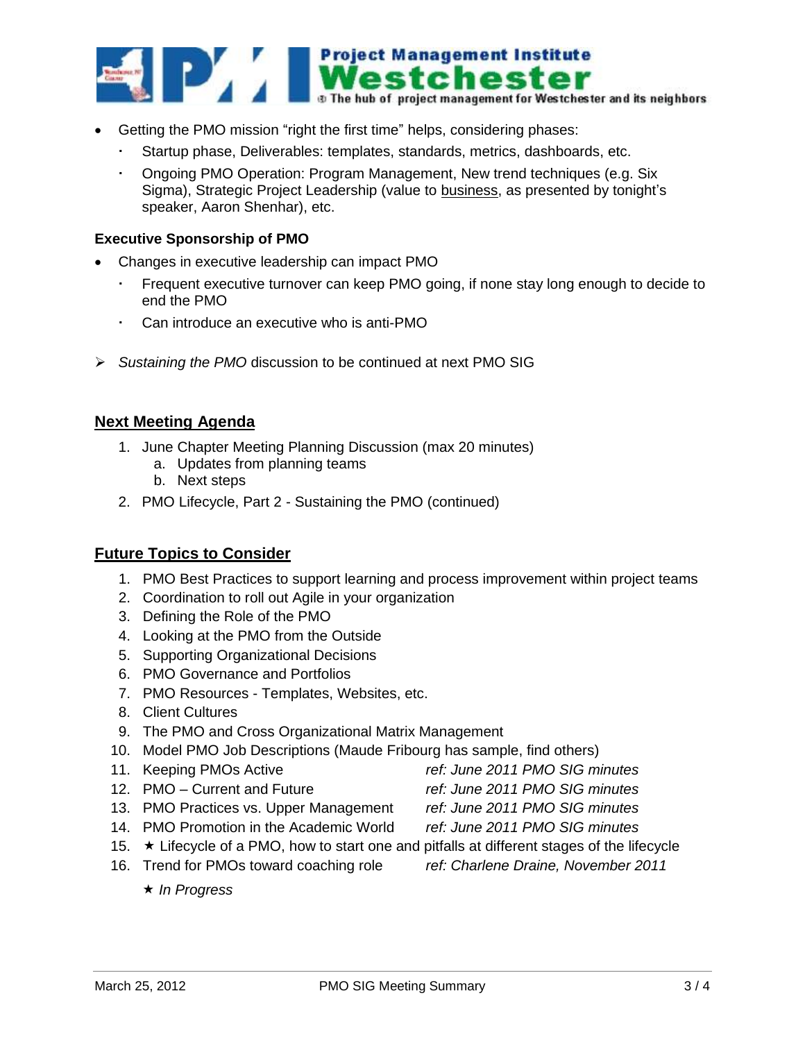- Getting the PMO mission "right the first time" helps, considering phases:
  - Startup phase, Deliverables: templates, standards, metrics, dashboards, etc.
  - Ongoing PMO Operation: Program Management, New trend techniques (e.g. Six Sigma), Strategic Project Leadership (value to business, as presented by tonight's speaker, Aaron Shenhar), etc.

**Executive Sponsorship of PMO**

- Changes in executive leadership can impact PMO
  - Frequent executive turnover can keep PMO going, if none stay long enough to decide to end the PMO
  - Can introduce an executive who is anti-PMO

➢ *Sustaining the PMO* discussion to be continued at next PMO SIG

## Next Meeting Agenda

1. June Chapter Meeting Planning Discussion (max 20 minutes)
   a. Updates from planning teams
   b. Next steps
2. PMO Lifecycle, Part 2 - Sustaining the PMO (continued)

## Future Topics to Consider

1. PMO Best Practices to support learning and process improvement within project teams
2. Coordination to roll out Agile in your organization
3. Defining the Role of the PMO
4. Looking at the PMO from the Outside
5. Supporting Organizational Decisions
6. PMO Governance and Portfolios
7. PMO Resources - Templates, Websites, etc.
8. Client Cultures
9. The PMO and Cross Organizational Matrix Management
10. Model PMO Job Descriptions (Maude Fribourg has sample, find others)
11. Keeping PMOs Active *ref: June 2011 PMO SIG minutes*
12. PMO – Current and Future *ref: June 2011 PMO SIG minutes*
13. PMO Practices vs. Upper Management *ref: June 2011 PMO SIG minutes*
14. PMO Promotion in the Academic World *ref: June 2011 PMO SIG minutes*
15. ★ Lifecycle of a PMO, how to start one and pitfalls at different stages of the lifecycle
16. Trend for PMOs toward coaching role *ref: Charlene Draine, November 2011*

★ *In Progress*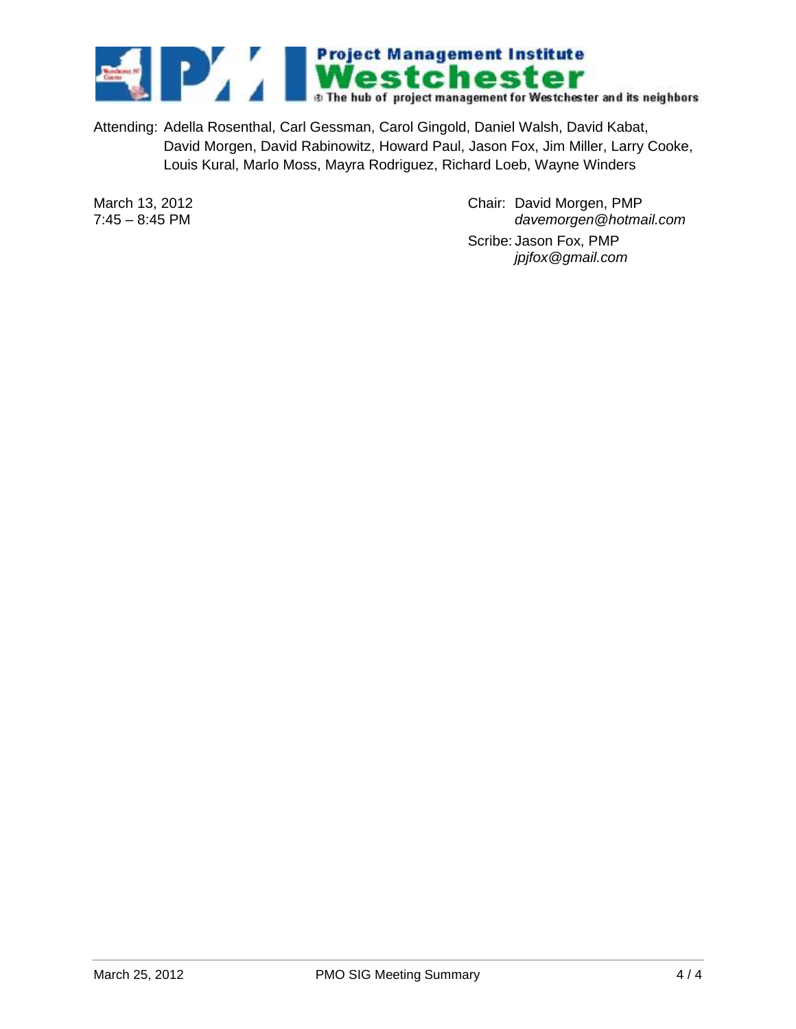Project Management Institute
Westchester
The hub of project management for Westchester and its neighbors

Attending: Adella Rosenthal, Carl Gessman, Carol Gingold, Daniel Walsh, David Kabat, David Morgen, David Rabinowitz, Howard Paul, Jason Fox, Jim Miller, Larry Cooke, Louis Kural, Marlo Moss, Mayra Rodriguez, Richard Loeb, Wayne Winders

March 13, 2012
7:45 – 8:45 PM

Chair: David Morgen, PMP
*davemorgen@hotmail.com*

Scribe: Jason Fox, PMP
*jpjfox@gmail.com*